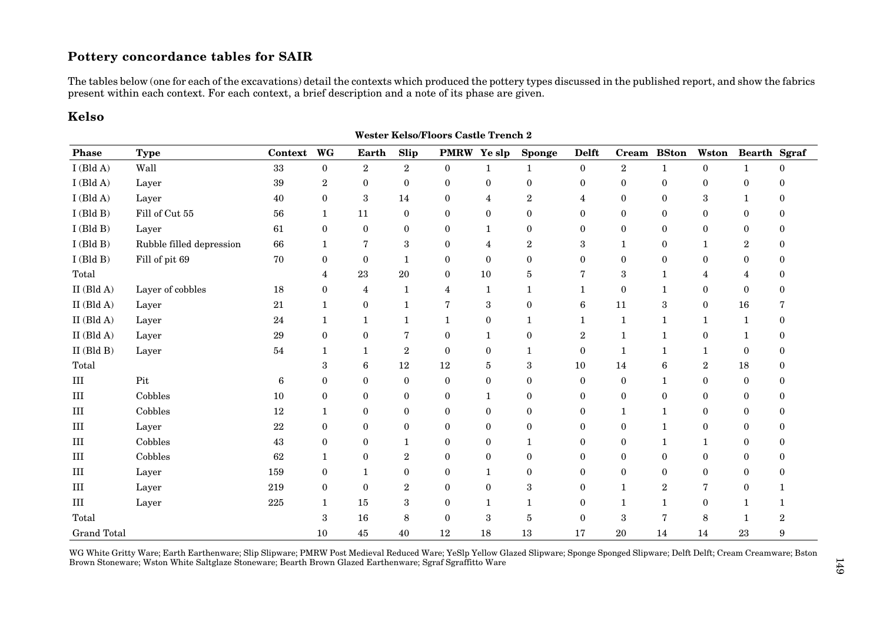## Pottery concordance tables for SAIR

The tables below (one for each of the excavations) detail the contexts which produced the pottery types discussed in the published report, and show the fabrics present within each context. For each context, a brief description and a note of its phase are given.

## Kelso

**Wester Kelso/Floors Castle Trench 2**

| Phase | Type | Context | WG | Earth | Slip | PMRW | Ye slp | Sponge | Delft | Cream | BSton | Wston | Bearth | Sgraf |
|---|---|---|---|---|---|---|---|---|---|---|---|---|---|---|
| I (Bld A) | Wall | 33 | 0 | 2 | 2 | 0 | 1 | 1 | 0 | 2 | 1 | 0 | 1 | 0 |
| I (Bld A) | Layer | 39 | 2 | 0 | 0 | 0 | 0 | 0 | 0 | 0 | 0 | 0 | 0 | 0 |
| I (Bld A) | Layer | 40 | 0 | 3 | 14 | 0 | 4 | 2 | 4 | 0 | 0 | 3 | 1 | 0 |
| I (Bld B) | Fill of Cut 55 | 56 | 1 | 11 | 0 | 0 | 0 | 0 | 0 | 0 | 0 | 0 | 0 | 0 |
| I (Bld B) | Layer | 61 | 0 | 0 | 0 | 0 | 1 | 0 | 0 | 0 | 0 | 0 | 0 | 0 |
| I (Bld B) | Rubble filled depression | 66 | 1 | 7 | 3 | 0 | 4 | 2 | 3 | 1 | 0 | 1 | 2 | 0 |
| I (Bld B) | Fill of pit 69 | 70 | 0 | 0 | 1 | 0 | 0 | 0 | 0 | 0 | 0 | 0 | 0 | 0 |
| Total | | | 4 | 23 | 20 | 0 | 10 | 5 | 7 | 3 | 1 | 4 | 4 | 0 |
| II (Bld A) | Layer of cobbles | 18 | 0 | 4 | 1 | 4 | 1 | 1 | 1 | 0 | 1 | 0 | 0 | 0 |
| II (Bld A) | Layer | 21 | 1 | 0 | 1 | 7 | 3 | 0 | 6 | 11 | 3 | 0 | 16 | 7 |
| II (Bld A) | Layer | 24 | 1 | 1 | 1 | 1 | 0 | 1 | 1 | 1 | 1 | 1 | 1 | 0 |
| II (Bld A) | Layer | 29 | 0 | 0 | 7 | 0 | 1 | 0 | 2 | 1 | 1 | 0 | 1 | 0 |
| II (Bld B) | Layer | 54 | 1 | 1 | 2 | 0 | 0 | 1 | 0 | 1 | 1 | 1 | 0 | 0 |
| Total | | | 3 | 6 | 12 | 12 | 5 | 3 | 10 | 14 | 6 | 2 | 18 | 0 |
| III | Pit | 6 | 0 | 0 | 0 | 0 | 0 | 0 | 0 | 0 | 1 | 0 | 0 | 0 |
| III | Cobbles | 10 | 0 | 0 | 0 | 0 | 1 | 0 | 0 | 0 | 0 | 0 | 0 | 0 |
| III | Cobbles | 12 | 1 | 0 | 0 | 0 | 0 | 0 | 0 | 1 | 1 | 0 | 0 | 0 |
| III | Layer | 22 | 0 | 0 | 0 | 0 | 0 | 0 | 0 | 0 | 1 | 0 | 0 | 0 |
| III | Cobbles | 43 | 0 | 0 | 1 | 0 | 0 | 1 | 0 | 0 | 1 | 1 | 0 | 0 |
| III | Cobbles | 62 | 1 | 0 | 2 | 0 | 0 | 0 | 0 | 0 | 0 | 0 | 0 | 0 |
| III | Layer | 159 | 0 | 1 | 0 | 0 | 1 | 0 | 0 | 0 | 0 | 0 | 0 | 0 |
| III | Layer | 219 | 0 | 0 | 2 | 0 | 0 | 3 | 0 | 1 | 2 | 7 | 0 | 1 |
| III | Layer | 225 | 1 | 15 | 3 | 0 | 1 | 1 | 0 | 1 | 1 | 0 | 1 | 1 |
| Total | | | 3 | 16 | 8 | 0 | 3 | 5 | 0 | 3 | 7 | 8 | 1 | 2 |
| Grand Total | | | 10 | 45 | 40 | 12 | 18 | 13 | 17 | 20 | 14 | 14 | 23 | 9 |

WG White Gritty Ware; Earth Earthenware; Slip Slipware; PMRW Post Medieval Reduced Ware; YeSlp Yellow Glazed Slipware; Sponge Sponged Slipware; Delft Delft; Cream Creamware; Bston Brown Stoneware; Wston White Saltglaze Stoneware; Bearth Brown Glazed Earthenware; Sgraf Sgraffitto Ware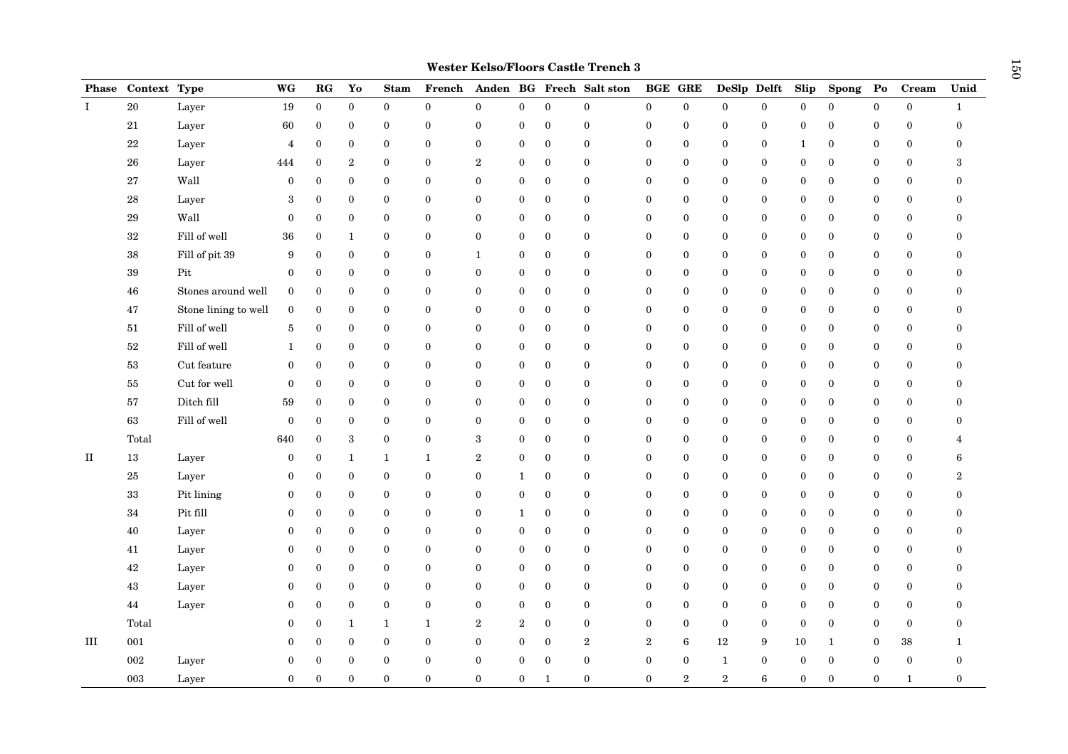**Wester Kelso/Floors Castle Trench 3**

| Phase | Context | Type | WG | RG | Yo | Stam | French | Anden | BG | Frech | Salt ston | BGE | GRE | DeSlp | Delft | Slip | Spong | Po | Cream | Unid |
|---|---|---|---|---|---|---|---|---|---|---|---|---|---|---|---|---|---|---|---|---|
| I | 20 | Layer | 19 | 0 | 0 | 0 | 0 | 0 | 0 | 0 | 0 | 0 | 0 | 0 | 0 | 0 | 0 | 0 | 0 | 1 |
| | 21 | Layer | 60 | 0 | 0 | 0 | 0 | 0 | 0 | 0 | 0 | 0 | 0 | 0 | 0 | 0 | 0 | 0 | 0 | 0 |
| | 22 | Layer | 4 | 0 | 0 | 0 | 0 | 0 | 0 | 0 | 0 | 0 | 0 | 0 | 0 | 1 | 0 | 0 | 0 | 0 |
| | 26 | Layer | 444 | 0 | 2 | 0 | 0 | 2 | 0 | 0 | 0 | 0 | 0 | 0 | 0 | 0 | 0 | 0 | 0 | 3 |
| | 27 | Wall | 0 | 0 | 0 | 0 | 0 | 0 | 0 | 0 | 0 | 0 | 0 | 0 | 0 | 0 | 0 | 0 | 0 | 0 |
| | 28 | Layer | 3 | 0 | 0 | 0 | 0 | 0 | 0 | 0 | 0 | 0 | 0 | 0 | 0 | 0 | 0 | 0 | 0 | 0 |
| | 29 | Wall | 0 | 0 | 0 | 0 | 0 | 0 | 0 | 0 | 0 | 0 | 0 | 0 | 0 | 0 | 0 | 0 | 0 | 0 |
| | 32 | Fill of well | 36 | 0 | 1 | 0 | 0 | 0 | 0 | 0 | 0 | 0 | 0 | 0 | 0 | 0 | 0 | 0 | 0 | 0 |
| | 38 | Fill of pit 39 | 9 | 0 | 0 | 0 | 0 | 1 | 0 | 0 | 0 | 0 | 0 | 0 | 0 | 0 | 0 | 0 | 0 | 0 |
| | 39 | Pit | 0 | 0 | 0 | 0 | 0 | 0 | 0 | 0 | 0 | 0 | 0 | 0 | 0 | 0 | 0 | 0 | 0 | 0 |
| | 46 | Stones around well | 0 | 0 | 0 | 0 | 0 | 0 | 0 | 0 | 0 | 0 | 0 | 0 | 0 | 0 | 0 | 0 | 0 | 0 |
| | 47 | Stone lining to well | 0 | 0 | 0 | 0 | 0 | 0 | 0 | 0 | 0 | 0 | 0 | 0 | 0 | 0 | 0 | 0 | 0 | 0 |
| | 51 | Fill of well | 5 | 0 | 0 | 0 | 0 | 0 | 0 | 0 | 0 | 0 | 0 | 0 | 0 | 0 | 0 | 0 | 0 | 0 |
| | 52 | Fill of well | 1 | 0 | 0 | 0 | 0 | 0 | 0 | 0 | 0 | 0 | 0 | 0 | 0 | 0 | 0 | 0 | 0 | 0 |
| | 53 | Cut feature | 0 | 0 | 0 | 0 | 0 | 0 | 0 | 0 | 0 | 0 | 0 | 0 | 0 | 0 | 0 | 0 | 0 | 0 |
| | 55 | Cut for well | 0 | 0 | 0 | 0 | 0 | 0 | 0 | 0 | 0 | 0 | 0 | 0 | 0 | 0 | 0 | 0 | 0 | 0 |
| | 57 | Ditch fill | 59 | 0 | 0 | 0 | 0 | 0 | 0 | 0 | 0 | 0 | 0 | 0 | 0 | 0 | 0 | 0 | 0 | 0 |
| | 63 | Fill of well | 0 | 0 | 0 | 0 | 0 | 0 | 0 | 0 | 0 | 0 | 0 | 0 | 0 | 0 | 0 | 0 | 0 | 0 |
| | Total | | 640 | 0 | 3 | 0 | 0 | 3 | 0 | 0 | 0 | 0 | 0 | 0 | 0 | 0 | 0 | 0 | 0 | 4 |
| II | 13 | Layer | 0 | 0 | 1 | 1 | 1 | 2 | 0 | 0 | 0 | 0 | 0 | 0 | 0 | 0 | 0 | 0 | 0 | 6 |
| | 25 | Layer | 0 | 0 | 0 | 0 | 0 | 0 | 1 | 0 | 0 | 0 | 0 | 0 | 0 | 0 | 0 | 0 | 0 | 2 |
| | 33 | Pit lining | 0 | 0 | 0 | 0 | 0 | 0 | 0 | 0 | 0 | 0 | 0 | 0 | 0 | 0 | 0 | 0 | 0 | 0 |
| | 34 | Pit fill | 0 | 0 | 0 | 0 | 0 | 0 | 1 | 0 | 0 | 0 | 0 | 0 | 0 | 0 | 0 | 0 | 0 | 0 |
| | 40 | Layer | 0 | 0 | 0 | 0 | 0 | 0 | 0 | 0 | 0 | 0 | 0 | 0 | 0 | 0 | 0 | 0 | 0 | 0 |
| | 41 | Layer | 0 | 0 | 0 | 0 | 0 | 0 | 0 | 0 | 0 | 0 | 0 | 0 | 0 | 0 | 0 | 0 | 0 | 0 |
| | 42 | Layer | 0 | 0 | 0 | 0 | 0 | 0 | 0 | 0 | 0 | 0 | 0 | 0 | 0 | 0 | 0 | 0 | 0 | 0 |
| | 43 | Layer | 0 | 0 | 0 | 0 | 0 | 0 | 0 | 0 | 0 | 0 | 0 | 0 | 0 | 0 | 0 | 0 | 0 | 0 |
| | 44 | Layer | 0 | 0 | 0 | 0 | 0 | 0 | 0 | 0 | 0 | 0 | 0 | 0 | 0 | 0 | 0 | 0 | 0 | 0 |
| | Total | | 0 | 0 | 1 | 1 | 1 | 2 | 2 | 0 | 0 | 0 | 0 | 0 | 0 | 0 | 0 | 0 | 0 | 0 |
| III | 001 | | 0 | 0 | 0 | 0 | 0 | 0 | 0 | 0 | 2 | 2 | 6 | 12 | 9 | 10 | 1 | 0 | 38 | 1 |
| | 002 | Layer | 0 | 0 | 0 | 0 | 0 | 0 | 0 | 0 | 0 | 0 | 0 | 1 | 0 | 0 | 0 | 0 | 0 | 0 |
| | 003 | Layer | 0 | 0 | 0 | 0 | 0 | 0 | 0 | 1 | 0 | 0 | 2 | 2 | 6 | 0 | 0 | 0 | 1 | 0 |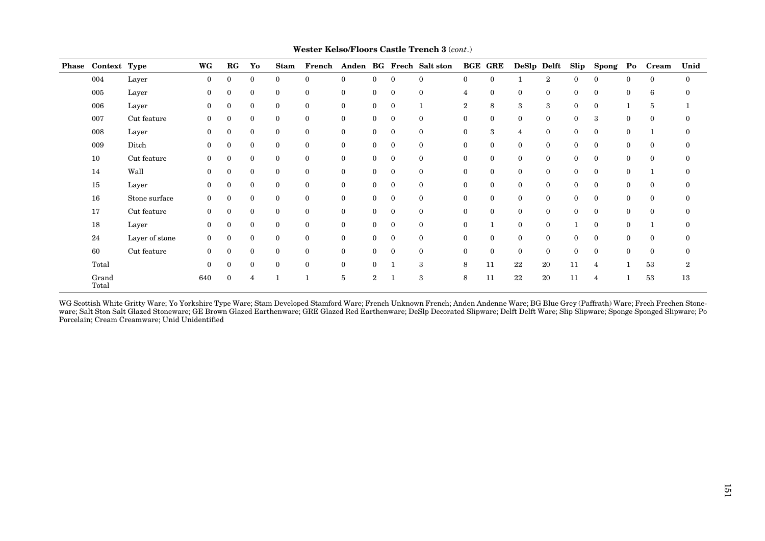**Wester Kelso/Floors Castle Trench 3** (*cont.*)

| Phase | Context | Type | WG | RG | Yo | Stam | French | Anden | BG | Frech | Salt ston | BGE | GRE | DeSlp | Delft | Slip | Spong | Po | Cream | Unid |
|---|---|---|---|---|---|---|---|---|---|---|---|---|---|---|---|---|---|---|---|---|
| | 004 | Layer | 0 | 0 | 0 | 0 | 0 | 0 | 0 | 0 | 0 | 0 | 0 | 1 | 2 | 0 | 0 | 0 | 0 | 0 |
| | 005 | Layer | 0 | 0 | 0 | 0 | 0 | 0 | 0 | 0 | 0 | 4 | 0 | 0 | 0 | 0 | 0 | 0 | 6 | 0 |
| | 006 | Layer | 0 | 0 | 0 | 0 | 0 | 0 | 0 | 0 | 1 | 2 | 8 | 3 | 3 | 0 | 0 | 1 | 5 | 1 |
| | 007 | Cut feature | 0 | 0 | 0 | 0 | 0 | 0 | 0 | 0 | 0 | 0 | 0 | 0 | 0 | 0 | 3 | 0 | 0 | 0 |
| | 008 | Layer | 0 | 0 | 0 | 0 | 0 | 0 | 0 | 0 | 0 | 0 | 3 | 4 | 0 | 0 | 0 | 0 | 1 | 0 |
| | 009 | Ditch | 0 | 0 | 0 | 0 | 0 | 0 | 0 | 0 | 0 | 0 | 0 | 0 | 0 | 0 | 0 | 0 | 0 | 0 |
| | 10 | Cut feature | 0 | 0 | 0 | 0 | 0 | 0 | 0 | 0 | 0 | 0 | 0 | 0 | 0 | 0 | 0 | 0 | 0 | 0 |
| | 14 | Wall | 0 | 0 | 0 | 0 | 0 | 0 | 0 | 0 | 0 | 0 | 0 | 0 | 0 | 0 | 0 | 0 | 1 | 0 |
| | 15 | Layer | 0 | 0 | 0 | 0 | 0 | 0 | 0 | 0 | 0 | 0 | 0 | 0 | 0 | 0 | 0 | 0 | 0 | 0 |
| | 16 | Stone surface | 0 | 0 | 0 | 0 | 0 | 0 | 0 | 0 | 0 | 0 | 0 | 0 | 0 | 0 | 0 | 0 | 0 | 0 |
| | 17 | Cut feature | 0 | 0 | 0 | 0 | 0 | 0 | 0 | 0 | 0 | 0 | 0 | 0 | 0 | 0 | 0 | 0 | 0 | 0 |
| | 18 | Layer | 0 | 0 | 0 | 0 | 0 | 0 | 0 | 0 | 0 | 0 | 1 | 0 | 0 | 1 | 0 | 0 | 1 | 0 |
| | 24 | Layer of stone | 0 | 0 | 0 | 0 | 0 | 0 | 0 | 0 | 0 | 0 | 0 | 0 | 0 | 0 | 0 | 0 | 0 | 0 |
| | 60 | Cut feature | 0 | 0 | 0 | 0 | 0 | 0 | 0 | 0 | 0 | 0 | 0 | 0 | 0 | 0 | 0 | 0 | 0 | 0 |
| | Total | | 0 | 0 | 0 | 0 | 0 | 0 | 0 | 1 | 3 | 8 | 11 | 22 | 20 | 11 | 4 | 1 | 53 | 2 |
| | Grand Total | | 640 | 0 | 4 | 1 | 1 | 5 | 2 | 1 | 3 | 8 | 11 | 22 | 20 | 11 | 4 | 1 | 53 | 13 |

WG Scottish White Gritty Ware; Yo Yorkshire Type Ware; Stam Developed Stamford Ware; French Unknown French; Anden Andenne Ware; BG Blue Grey (Paffrath) Ware; Frech Frechen Stoneware; Salt Ston Salt Glazed Stoneware; GE Brown Glazed Earthenware; GRE Glazed Red Earthenware; DeSlp Decorated Slipware; Delft Delft Ware; Slip Slipware; Sponge Sponged Slipware; Po Porcelain; Cream Creamware; Unid Unidentified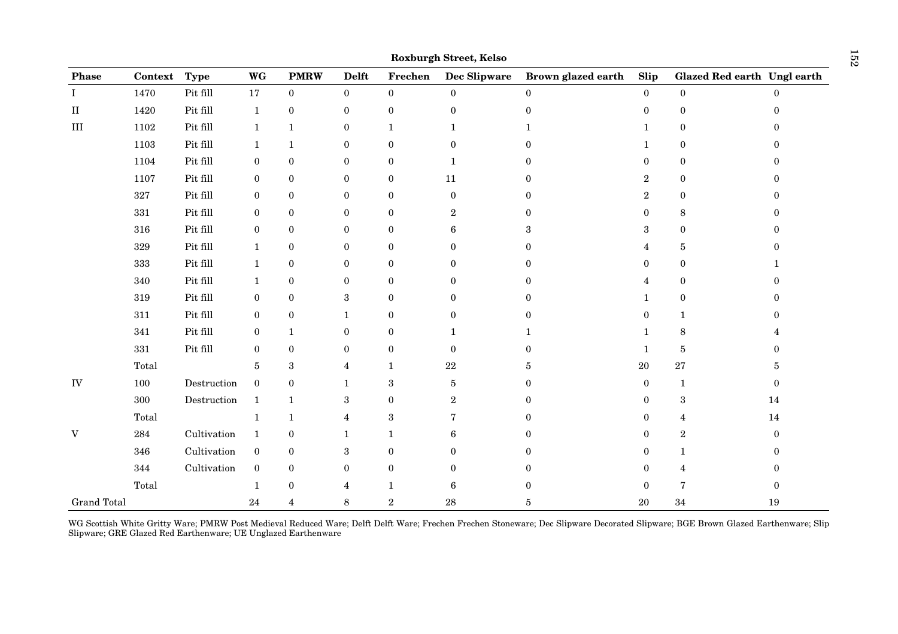**Roxburgh Street, Kelso**

| Phase | Context | Type | WG | PMRW | Delft | Frechen | Dec Slipware | Brown glazed earth | Slip | Glazed Red earth | Ungl earth |
|---|---|---|---|---|---|---|---|---|---|---|---|
| I | 1470 | Pit fill | 17 | 0 | 0 | 0 | 0 | 0 | 0 | 0 | 0 |
| II | 1420 | Pit fill | 1 | 0 | 0 | 0 | 0 | 0 | 0 | 0 | 0 |
| III | 1102 | Pit fill | 1 | 1 | 0 | 1 | 1 | 1 | 1 | 0 | 0 |
| | 1103 | Pit fill | 1 | 1 | 0 | 0 | 0 | 0 | 1 | 0 | 0 |
| | 1104 | Pit fill | 0 | 0 | 0 | 0 | 1 | 0 | 0 | 0 | 0 |
| | 1107 | Pit fill | 0 | 0 | 0 | 0 | 11 | 0 | 2 | 0 | 0 |
| | 327 | Pit fill | 0 | 0 | 0 | 0 | 0 | 0 | 2 | 0 | 0 |
| | 331 | Pit fill | 0 | 0 | 0 | 0 | 2 | 0 | 0 | 8 | 0 |
| | 316 | Pit fill | 0 | 0 | 0 | 0 | 6 | 3 | 3 | 0 | 0 |
| | 329 | Pit fill | 1 | 0 | 0 | 0 | 0 | 0 | 4 | 5 | 0 |
| | 333 | Pit fill | 1 | 0 | 0 | 0 | 0 | 0 | 0 | 0 | 1 |
| | 340 | Pit fill | 1 | 0 | 0 | 0 | 0 | 0 | 4 | 0 | 0 |
| | 319 | Pit fill | 0 | 0 | 3 | 0 | 0 | 0 | 1 | 0 | 0 |
| | 311 | Pit fill | 0 | 0 | 1 | 0 | 0 | 0 | 0 | 1 | 0 |
| | 341 | Pit fill | 0 | 1 | 0 | 0 | 1 | 1 | 1 | 8 | 4 |
| | 331 | Pit fill | 0 | 0 | 0 | 0 | 0 | 0 | 1 | 5 | 0 |
| | Total | | 5 | 3 | 4 | 1 | 22 | 5 | 20 | 27 | 5 |
| IV | 100 | Destruction | 0 | 0 | 1 | 3 | 5 | 0 | 0 | 1 | 0 |
| | 300 | Destruction | 1 | 1 | 3 | 0 | 2 | 0 | 0 | 3 | 14 |
| | Total | | 1 | 1 | 4 | 3 | 7 | 0 | 0 | 4 | 14 |
| V | 284 | Cultivation | 1 | 0 | 1 | 1 | 6 | 0 | 0 | 2 | 0 |
| | 346 | Cultivation | 0 | 0 | 3 | 0 | 0 | 0 | 0 | 1 | 0 |
| | 344 | Cultivation | 0 | 0 | 0 | 0 | 0 | 0 | 0 | 4 | 0 |
| | Total | | 1 | 0 | 4 | 1 | 6 | 0 | 0 | 7 | 0 |
| Grand Total | | | 24 | 4 | 8 | 2 | 28 | 5 | 20 | 34 | 19 |

WG Scottish White Gritty Ware; PMRW Post Medieval Reduced Ware; Delft Delft Ware; Frechen Frechen Stoneware; Dec Slipware Decorated Slipware; BGE Brown Glazed Earthenware; Slip Slipware; GRE Glazed Red Earthenware; UE Unglazed Earthenware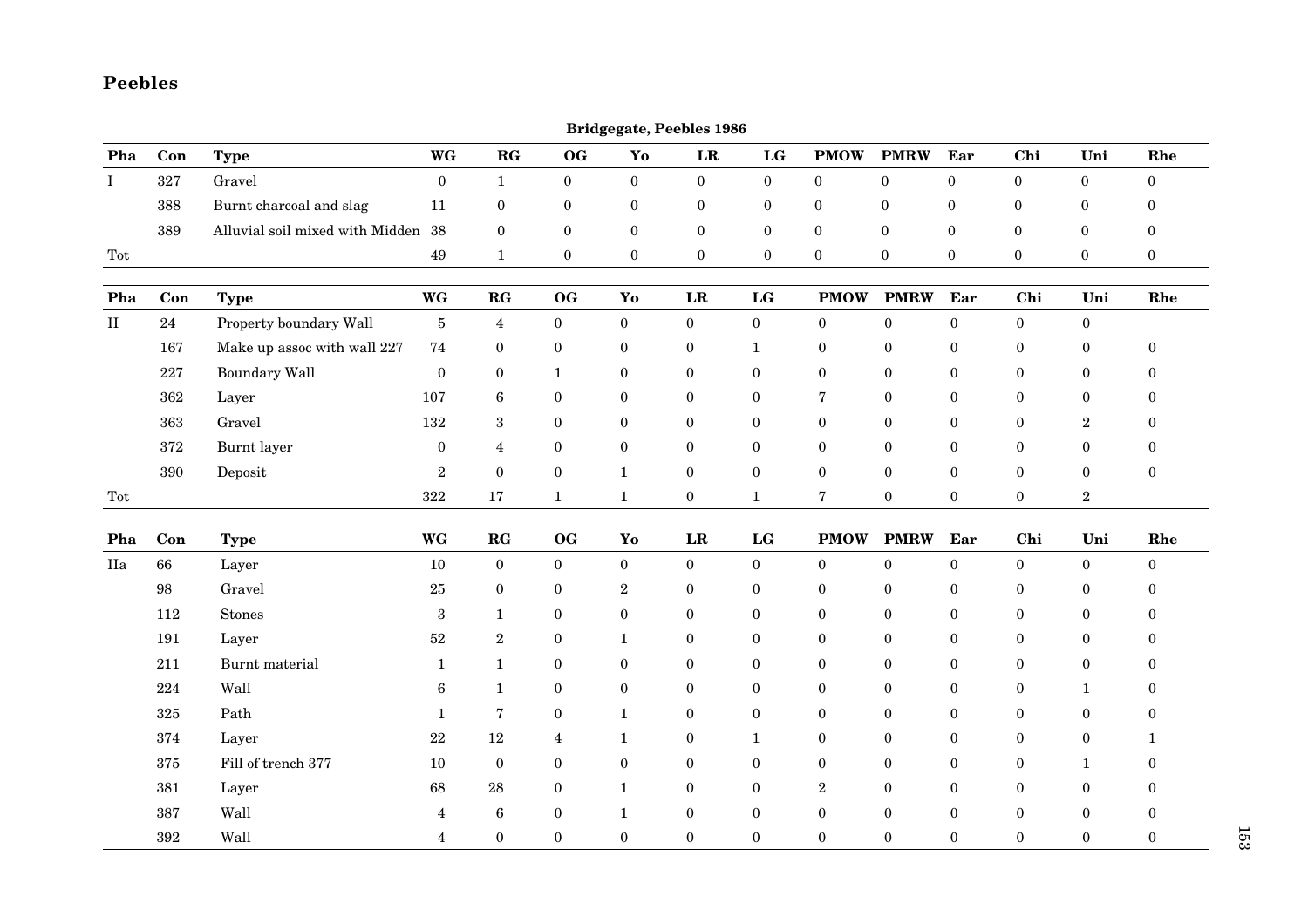## Peebles

**Bridgegate, Peebles 1986**

| Pha | Con | Type | WG | RG | OG | Yo | LR | LG | PMOW | PMRW | Ear | Chi | Uni | Rhe |
|---|---|---|---|---|---|---|---|---|---|---|---|---|---|---|
| I | 327 | Gravel | 0 | 1 | 0 | 0 | 0 | 0 | 0 | 0 | 0 | 0 | 0 | 0 |
| | 388 | Burnt charcoal and slag | 11 | 0 | 0 | 0 | 0 | 0 | 0 | 0 | 0 | 0 | 0 | 0 |
| | 389 | Alluvial soil mixed with Midden | 38 | 0 | 0 | 0 | 0 | 0 | 0 | 0 | 0 | 0 | 0 | 0 |
| Tot | | | 49 | 1 | 0 | 0 | 0 | 0 | 0 | 0 | 0 | 0 | 0 | 0 |

| Pha | Con | Type | WG | RG | OG | Yo | LR | LG | PMOW | PMRW | Ear | Chi | Uni | Rhe |
|---|---|---|---|---|---|---|---|---|---|---|---|---|---|---|
| II | 24 | Property boundary Wall | 5 | 4 | 0 | 0 | 0 | 0 | 0 | 0 | 0 | 0 | 0 | |
| | 167 | Make up assoc with wall 227 | 74 | 0 | 0 | 0 | 0 | 1 | 0 | 0 | 0 | 0 | 0 | 0 |
| | 227 | Boundary Wall | 0 | 0 | 1 | 0 | 0 | 0 | 0 | 0 | 0 | 0 | 0 | 0 |
| | 362 | Layer | 107 | 6 | 0 | 0 | 0 | 0 | 7 | 0 | 0 | 0 | 0 | 0 |
| | 363 | Gravel | 132 | 3 | 0 | 0 | 0 | 0 | 0 | 0 | 0 | 0 | 2 | 0 |
| | 372 | Burnt layer | 0 | 4 | 0 | 0 | 0 | 0 | 0 | 0 | 0 | 0 | 0 | 0 |
| | 390 | Deposit | 2 | 0 | 0 | 1 | 0 | 0 | 0 | 0 | 0 | 0 | 0 | 0 |
| Tot | | | 322 | 17 | 1 | 1 | 0 | 1 | 7 | 0 | 0 | 0 | 2 | |

| Pha | Con | Type | WG | RG | OG | Yo | LR | LG | PMOW | PMRW | Ear | Chi | Uni | Rhe |
|---|---|---|---|---|---|---|---|---|---|---|---|---|---|---|
| IIa | 66 | Layer | 10 | 0 | 0 | 0 | 0 | 0 | 0 | 0 | 0 | 0 | 0 | 0 |
| | 98 | Gravel | 25 | 0 | 0 | 2 | 0 | 0 | 0 | 0 | 0 | 0 | 0 | 0 |
| | 112 | Stones | 3 | 1 | 0 | 0 | 0 | 0 | 0 | 0 | 0 | 0 | 0 | 0 |
| | 191 | Layer | 52 | 2 | 0 | 1 | 0 | 0 | 0 | 0 | 0 | 0 | 0 | 0 |
| | 211 | Burnt material | 1 | 1 | 0 | 0 | 0 | 0 | 0 | 0 | 0 | 0 | 0 | 0 |
| | 224 | Wall | 6 | 1 | 0 | 0 | 0 | 0 | 0 | 0 | 0 | 0 | 1 | 0 |
| | 325 | Path | 1 | 7 | 0 | 1 | 0 | 0 | 0 | 0 | 0 | 0 | 0 | 0 |
| | 374 | Layer | 22 | 12 | 4 | 1 | 0 | 1 | 0 | 0 | 0 | 0 | 0 | 1 |
| | 375 | Fill of trench 377 | 10 | 0 | 0 | 0 | 0 | 0 | 0 | 0 | 0 | 0 | 1 | 0 |
| | 381 | Layer | 68 | 28 | 0 | 1 | 0 | 0 | 2 | 0 | 0 | 0 | 0 | 0 |
| | 387 | Wall | 4 | 6 | 0 | 1 | 0 | 0 | 0 | 0 | 0 | 0 | 0 | 0 |
| | 392 | Wall | 4 | 0 | 0 | 0 | 0 | 0 | 0 | 0 | 0 | 0 | 0 | 0 |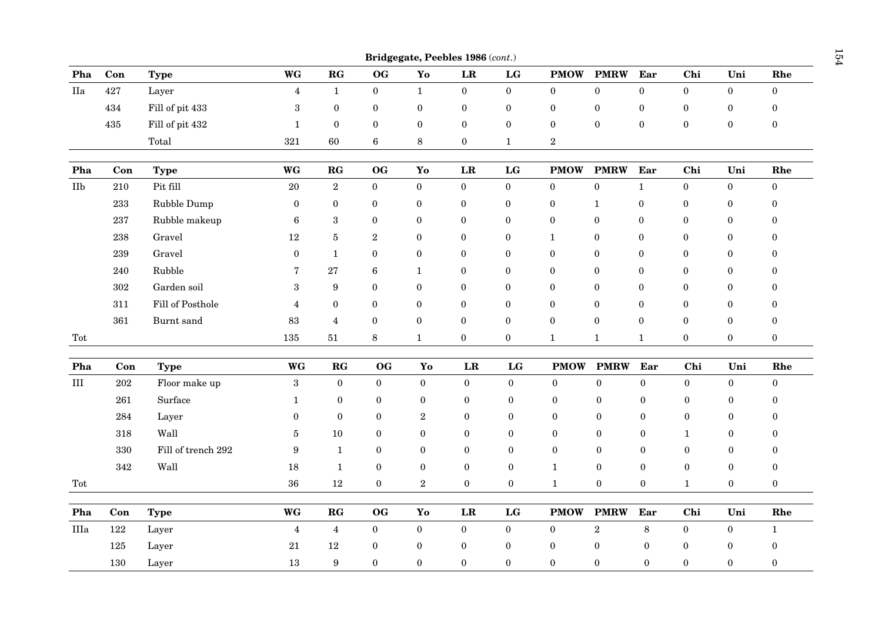**Bridgegate, Peebles 1986** (*cont.*)

| Pha | Con | Type | WG | RG | OG | Yo | LR | LG | PMOW | PMRW | Ear | Chi | Uni | Rhe |
|---|---|---|---|---|---|---|---|---|---|---|---|---|---|---|
| IIa | 427 | Layer | 4 | 1 | 0 | 1 | 0 | 0 | 0 | 0 | 0 | 0 | 0 | 0 |
| | 434 | Fill of pit 433 | 3 | 0 | 0 | 0 | 0 | 0 | 0 | 0 | 0 | 0 | 0 | 0 |
| | 435 | Fill of pit 432 | 1 | 0 | 0 | 0 | 0 | 0 | 0 | 0 | 0 | 0 | 0 | 0 |
| | | Total | 321 | 60 | 6 | 8 | 0 | 1 | 2 | | | | | |

| Pha | Con | Type | WG | RG | OG | Yo | LR | LG | PMOW | PMRW | Ear | Chi | Uni | Rhe |
|---|---|---|---|---|---|---|---|---|---|---|---|---|---|---|
| IIb | 210 | Pit fill | 20 | 2 | 0 | 0 | 0 | 0 | 0 | 0 | 1 | 0 | 0 | 0 |
| | 233 | Rubble Dump | 0 | 0 | 0 | 0 | 0 | 0 | 0 | 1 | 0 | 0 | 0 | 0 |
| | 237 | Rubble makeup | 6 | 3 | 0 | 0 | 0 | 0 | 0 | 0 | 0 | 0 | 0 | 0 |
| | 238 | Gravel | 12 | 5 | 2 | 0 | 0 | 0 | 1 | 0 | 0 | 0 | 0 | 0 |
| | 239 | Gravel | 0 | 1 | 0 | 0 | 0 | 0 | 0 | 0 | 0 | 0 | 0 | 0 |
| | 240 | Rubble | 7 | 27 | 6 | 1 | 0 | 0 | 0 | 0 | 0 | 0 | 0 | 0 |
| | 302 | Garden soil | 3 | 9 | 0 | 0 | 0 | 0 | 0 | 0 | 0 | 0 | 0 | 0 |
| | 311 | Fill of Posthole | 4 | 0 | 0 | 0 | 0 | 0 | 0 | 0 | 0 | 0 | 0 | 0 |
| | 361 | Burnt sand | 83 | 4 | 0 | 0 | 0 | 0 | 0 | 0 | 0 | 0 | 0 | 0 |
| Tot | | | 135 | 51 | 8 | 1 | 0 | 0 | 1 | 1 | 1 | 0 | 0 | 0 |

| Pha | Con | Type | WG | RG | OG | Yo | LR | LG | PMOW | PMRW | Ear | Chi | Uni | Rhe |
|---|---|---|---|---|---|---|---|---|---|---|---|---|---|---|
| III | 202 | Floor make up | 3 | 0 | 0 | 0 | 0 | 0 | 0 | 0 | 0 | 0 | 0 | 0 |
| | 261 | Surface | 1 | 0 | 0 | 0 | 0 | 0 | 0 | 0 | 0 | 0 | 0 | 0 |
| | 284 | Layer | 0 | 0 | 0 | 2 | 0 | 0 | 0 | 0 | 0 | 0 | 0 | 0 |
| | 318 | Wall | 5 | 10 | 0 | 0 | 0 | 0 | 0 | 0 | 0 | 1 | 0 | 0 |
| | 330 | Fill of trench 292 | 9 | 1 | 0 | 0 | 0 | 0 | 0 | 0 | 0 | 0 | 0 | 0 |
| | 342 | Wall | 18 | 1 | 0 | 0 | 0 | 0 | 1 | 0 | 0 | 0 | 0 | 0 |
| Tot | | | 36 | 12 | 0 | 2 | 0 | 0 | 1 | 0 | 0 | 1 | 0 | 0 |

| Pha | Con | Type | WG | RG | OG | Yo | LR | LG | PMOW | PMRW | Ear | Chi | Uni | Rhe |
|---|---|---|---|---|---|---|---|---|---|---|---|---|---|---|
| IIIa | 122 | Layer | 4 | 4 | 0 | 0 | 0 | 0 | 0 | 2 | 8 | 0 | 0 | 1 |
| | 125 | Layer | 21 | 12 | 0 | 0 | 0 | 0 | 0 | 0 | 0 | 0 | 0 | 0 |
| | 130 | Layer | 13 | 9 | 0 | 0 | 0 | 0 | 0 | 0 | 0 | 0 | 0 | 0 |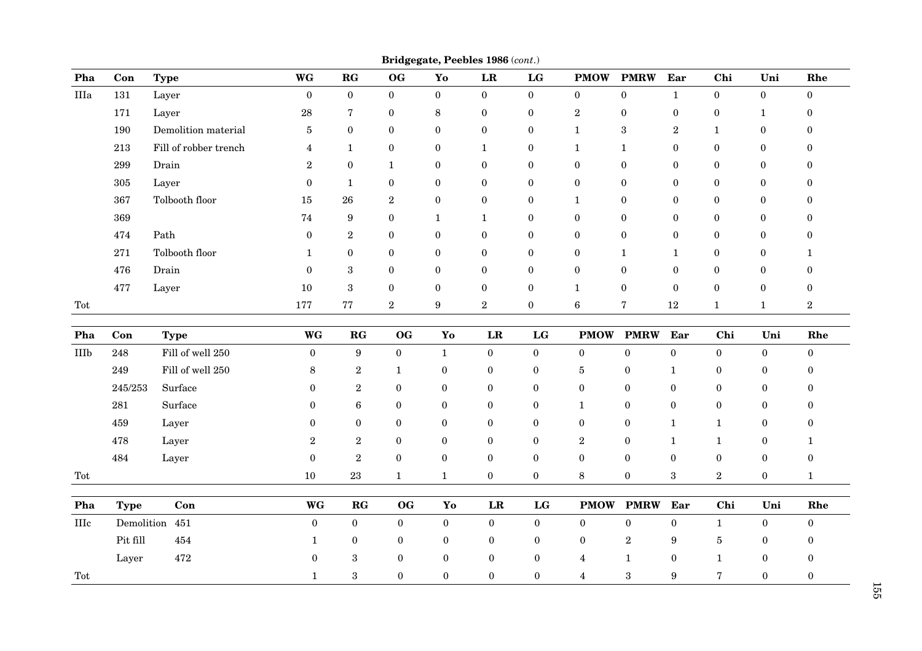**Bridgegate, Peebles 1986** (*cont.*)

| Pha | Con | Type | WG | RG | OG | Yo | LR | LG | PMOW | PMRW | Ear | Chi | Uni | Rhe |
|---|---|---|---|---|---|---|---|---|---|---|---|---|---|---|
| IIIa | 131 | Layer | 0 | 0 | 0 | 0 | 0 | 0 | 0 | 0 | 1 | 0 | 0 | 0 |
| | 171 | Layer | 28 | 7 | 0 | 8 | 0 | 0 | 2 | 0 | 0 | 0 | 1 | 0 |
| | 190 | Demolition material | 5 | 0 | 0 | 0 | 0 | 0 | 1 | 3 | 2 | 1 | 0 | 0 |
| | 213 | Fill of robber trench | 4 | 1 | 0 | 0 | 1 | 0 | 1 | 1 | 0 | 0 | 0 | 0 |
| | 299 | Drain | 2 | 0 | 1 | 0 | 0 | 0 | 0 | 0 | 0 | 0 | 0 | 0 |
| | 305 | Layer | 0 | 1 | 0 | 0 | 0 | 0 | 0 | 0 | 0 | 0 | 0 | 0 |
| | 367 | Tolbooth floor | 15 | 26 | 2 | 0 | 0 | 0 | 1 | 0 | 0 | 0 | 0 | 0 |
| | 369 | | 74 | 9 | 0 | 1 | 1 | 0 | 0 | 0 | 0 | 0 | 0 | 0 |
| | 474 | Path | 0 | 2 | 0 | 0 | 0 | 0 | 0 | 0 | 0 | 0 | 0 | 0 |
| | 271 | Tolbooth floor | 1 | 0 | 0 | 0 | 0 | 0 | 0 | 1 | 1 | 0 | 0 | 1 |
| | 476 | Drain | 0 | 3 | 0 | 0 | 0 | 0 | 0 | 0 | 0 | 0 | 0 | 0 |
| | 477 | Layer | 10 | 3 | 0 | 0 | 0 | 0 | 1 | 0 | 0 | 0 | 0 | 0 |
| Tot | | | 177 | 77 | 2 | 9 | 2 | 0 | 6 | 7 | 12 | 1 | 1 | 2 |

| Pha | Con | Type | WG | RG | OG | Yo | LR | LG | PMOW | PMRW | Ear | Chi | Uni | Rhe |
|---|---|---|---|---|---|---|---|---|---|---|---|---|---|---|
| IIIb | 248 | Fill of well 250 | 0 | 9 | 0 | 1 | 0 | 0 | 0 | 0 | 0 | 0 | 0 | 0 |
| | 249 | Fill of well 250 | 8 | 2 | 1 | 0 | 0 | 0 | 5 | 0 | 1 | 0 | 0 | 0 |
| | 245/253 | Surface | 0 | 2 | 0 | 0 | 0 | 0 | 0 | 0 | 0 | 0 | 0 | 0 |
| | 281 | Surface | 0 | 6 | 0 | 0 | 0 | 0 | 1 | 0 | 0 | 0 | 0 | 0 |
| | 459 | Layer | 0 | 0 | 0 | 0 | 0 | 0 | 0 | 0 | 1 | 1 | 0 | 0 |
| | 478 | Layer | 2 | 2 | 0 | 0 | 0 | 0 | 2 | 0 | 1 | 1 | 0 | 1 |
| | 484 | Layer | 0 | 2 | 0 | 0 | 0 | 0 | 0 | 0 | 0 | 0 | 0 | 0 |
| Tot | | | 10 | 23 | 1 | 1 | 0 | 0 | 8 | 0 | 3 | 2 | 0 | 1 |

| Pha | Type | Con | WG | RG | OG | Yo | LR | LG | PMOW | PMRW | Ear | Chi | Uni | Rhe |
|---|---|---|---|---|---|---|---|---|---|---|---|---|---|---|
| IIIc | Demolition | 451 | 0 | 0 | 0 | 0 | 0 | 0 | 0 | 0 | 0 | 1 | 0 | 0 |
| | Pit fill | 454 | 1 | 0 | 0 | 0 | 0 | 0 | 0 | 2 | 9 | 5 | 0 | 0 |
| | Layer | 472 | 0 | 3 | 0 | 0 | 0 | 0 | 4 | 1 | 0 | 1 | 0 | 0 |
| Tot | | | 1 | 3 | 0 | 0 | 0 | 0 | 4 | 3 | 9 | 7 | 0 | 0 |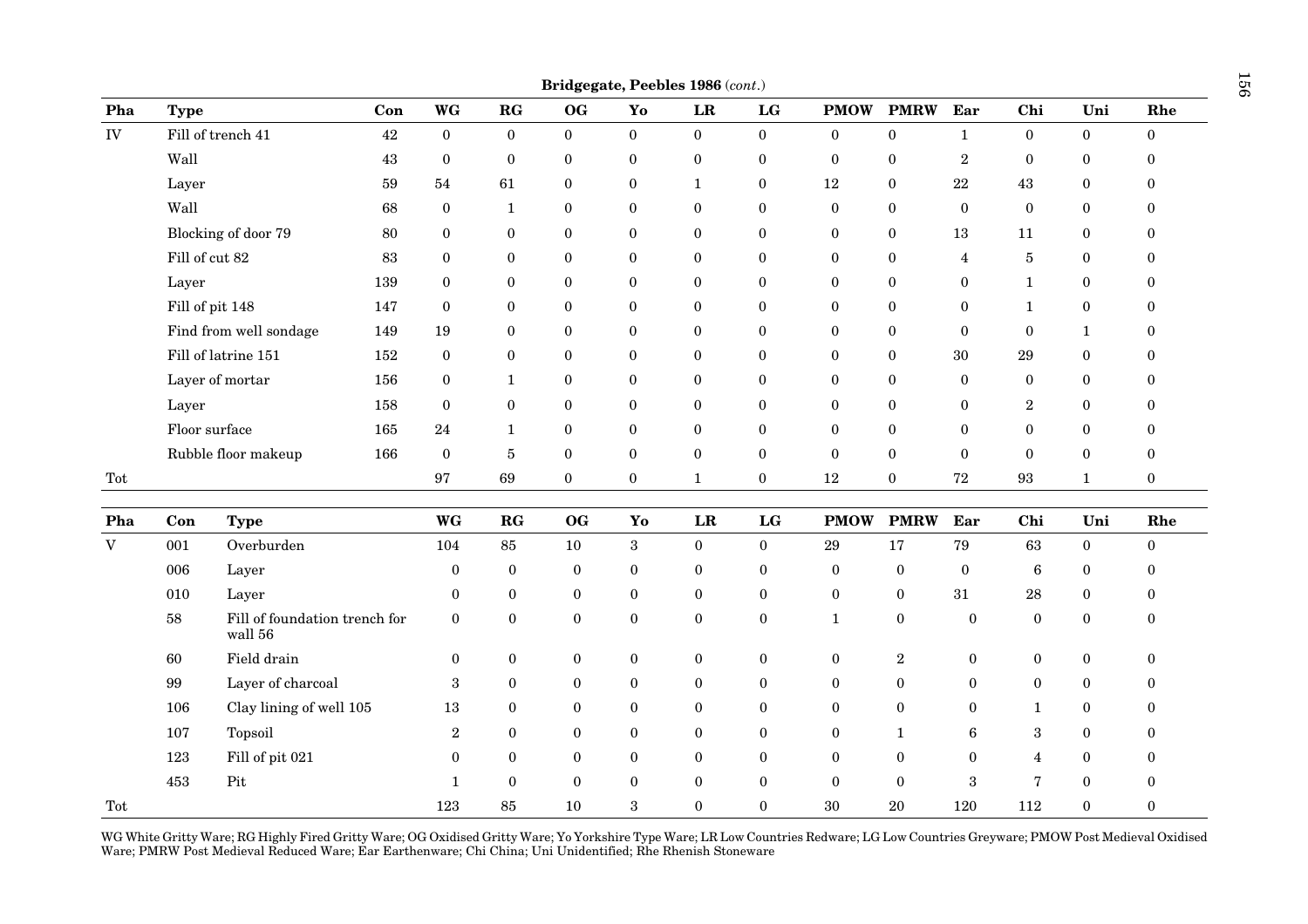**Bridgegate, Peebles 1986** (*cont.*)

| Pha | Type | Con | WG | RG | OG | Yo | LR | LG | PMOW | PMRW | Ear | Chi | Uni | Rhe |
|---|---|---|---|---|---|---|---|---|---|---|---|---|---|---|
| IV | Fill of trench 41 | 42 | 0 | 0 | 0 | 0 | 0 | 0 | 0 | 0 | 1 | 0 | 0 | 0 |
| | Wall | 43 | 0 | 0 | 0 | 0 | 0 | 0 | 0 | 0 | 2 | 0 | 0 | 0 |
| | Layer | 59 | 54 | 61 | 0 | 0 | 1 | 0 | 12 | 0 | 22 | 43 | 0 | 0 |
| | Wall | 68 | 0 | 1 | 0 | 0 | 0 | 0 | 0 | 0 | 0 | 0 | 0 | 0 |
| | Blocking of door 79 | 80 | 0 | 0 | 0 | 0 | 0 | 0 | 0 | 0 | 13 | 11 | 0 | 0 |
| | Fill of cut 82 | 83 | 0 | 0 | 0 | 0 | 0 | 0 | 0 | 0 | 4 | 5 | 0 | 0 |
| | Layer | 139 | 0 | 0 | 0 | 0 | 0 | 0 | 0 | 0 | 0 | 1 | 0 | 0 |
| | Fill of pit 148 | 147 | 0 | 0 | 0 | 0 | 0 | 0 | 0 | 0 | 0 | 1 | 0 | 0 |
| | Find from well sondage | 149 | 19 | 0 | 0 | 0 | 0 | 0 | 0 | 0 | 0 | 0 | 1 | 0 |
| | Fill of latrine 151 | 152 | 0 | 0 | 0 | 0 | 0 | 0 | 0 | 0 | 30 | 29 | 0 | 0 |
| | Layer of mortar | 156 | 0 | 1 | 0 | 0 | 0 | 0 | 0 | 0 | 0 | 0 | 0 | 0 |
| | Layer | 158 | 0 | 0 | 0 | 0 | 0 | 0 | 0 | 0 | 0 | 2 | 0 | 0 |
| | Floor surface | 165 | 24 | 1 | 0 | 0 | 0 | 0 | 0 | 0 | 0 | 0 | 0 | 0 |
| | Rubble floor makeup | 166 | 0 | 5 | 0 | 0 | 0 | 0 | 0 | 0 | 0 | 0 | 0 | 0 |
| Tot | | | 97 | 69 | 0 | 0 | 1 | 0 | 12 | 0 | 72 | 93 | 1 | 0 |

| Pha | Con | Type | WG | RG | OG | Yo | LR | LG | PMOW | PMRW | Ear | Chi | Uni | Rhe |
|---|---|---|---|---|---|---|---|---|---|---|---|---|---|---|
| V | 001 | Overburden | 104 | 85 | 10 | 3 | 0 | 0 | 29 | 17 | 79 | 63 | 0 | 0 |
| | 006 | Layer | 0 | 0 | 0 | 0 | 0 | 0 | 0 | 0 | 0 | 6 | 0 | 0 |
| | 010 | Layer | 0 | 0 | 0 | 0 | 0 | 0 | 0 | 0 | 31 | 28 | 0 | 0 |
| | 58 | Fill of foundation trench for wall 56 | 0 | 0 | 0 | 0 | 0 | 0 | 1 | 0 | 0 | 0 | 0 | 0 |
| | 60 | Field drain | 0 | 0 | 0 | 0 | 0 | 0 | 0 | 2 | 0 | 0 | 0 | 0 |
| | 99 | Layer of charcoal | 3 | 0 | 0 | 0 | 0 | 0 | 0 | 0 | 0 | 0 | 0 | 0 |
| | 106 | Clay lining of well 105 | 13 | 0 | 0 | 0 | 0 | 0 | 0 | 0 | 0 | 1 | 0 | 0 |
| | 107 | Topsoil | 2 | 0 | 0 | 0 | 0 | 0 | 0 | 1 | 6 | 3 | 0 | 0 |
| | 123 | Fill of pit 021 | 0 | 0 | 0 | 0 | 0 | 0 | 0 | 0 | 0 | 4 | 0 | 0 |
| | 453 | Pit | 1 | 0 | 0 | 0 | 0 | 0 | 0 | 0 | 3 | 7 | 0 | 0 |
| Tot | | | 123 | 85 | 10 | 3 | 0 | 0 | 30 | 20 | 120 | 112 | 0 | 0 |

WG White Gritty Ware; RG Highly Fired Gritty Ware; OG Oxidised Gritty Ware; Yo Yorkshire Type Ware; LR Low Countries Redware; LG Low Countries Greyware; PMOW Post Medieval Oxidised Ware; PMRW Post Medieval Reduced Ware; Ear Earthenware; Chi China; Uni Unidentified; Rhe Rhenish Stoneware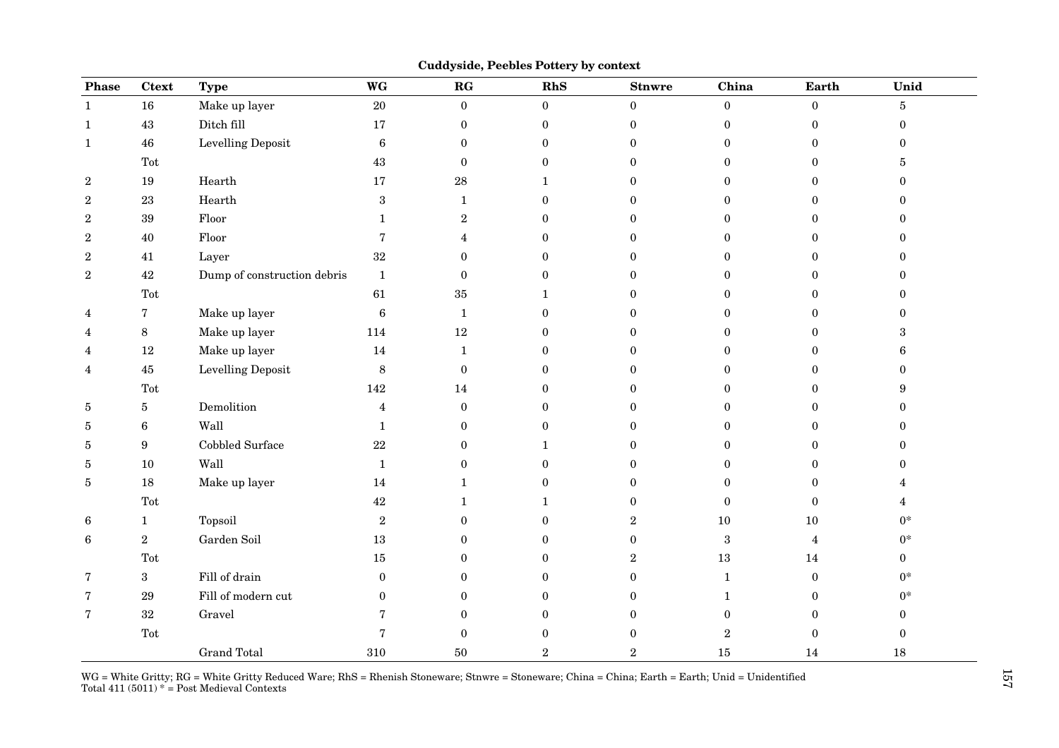**Cuddyside, Peebles Pottery by context**

| Phase | Ctext | Type | WG | RG | RhS | Stnwre | China | Earth | Unid |
|---|---|---|---|---|---|---|---|---|---|
| 1 | 16 | Make up layer | 20 | 0 | 0 | 0 | 0 | 0 | 5 |
| 1 | 43 | Ditch fill | 17 | 0 | 0 | 0 | 0 | 0 | 0 |
| 1 | 46 | Levelling Deposit | 6 | 0 | 0 | 0 | 0 | 0 | 0 |
| | Tot | | 43 | 0 | 0 | 0 | 0 | 0 | 5 |
| 2 | 19 | Hearth | 17 | 28 | 1 | 0 | 0 | 0 | 0 |
| 2 | 23 | Hearth | 3 | 1 | 0 | 0 | 0 | 0 | 0 |
| 2 | 39 | Floor | 1 | 2 | 0 | 0 | 0 | 0 | 0 |
| 2 | 40 | Floor | 7 | 4 | 0 | 0 | 0 | 0 | 0 |
| 2 | 41 | Layer | 32 | 0 | 0 | 0 | 0 | 0 | 0 |
| 2 | 42 | Dump of construction debris | 1 | 0 | 0 | 0 | 0 | 0 | 0 |
| | Tot | | 61 | 35 | 1 | 0 | 0 | 0 | 0 |
| 4 | 7 | Make up layer | 6 | 1 | 0 | 0 | 0 | 0 | 0 |
| 4 | 8 | Make up layer | 114 | 12 | 0 | 0 | 0 | 0 | 3 |
| 4 | 12 | Make up layer | 14 | 1 | 0 | 0 | 0 | 0 | 6 |
| 4 | 45 | Levelling Deposit | 8 | 0 | 0 | 0 | 0 | 0 | 0 |
| | Tot | | 142 | 14 | 0 | 0 | 0 | 0 | 9 |
| 5 | 5 | Demolition | 4 | 0 | 0 | 0 | 0 | 0 | 0 |
| 5 | 6 | Wall | 1 | 0 | 0 | 0 | 0 | 0 | 0 |
| 5 | 9 | Cobbled Surface | 22 | 0 | 1 | 0 | 0 | 0 | 0 |
| 5 | 10 | Wall | 1 | 0 | 0 | 0 | 0 | 0 | 0 |
| 5 | 18 | Make up layer | 14 | 1 | 0 | 0 | 0 | 0 | 4 |
| | Tot | | 42 | 1 | 1 | 0 | 0 | 0 | 4 |
| 6 | 1 | Topsoil | 2 | 0 | 0 | 2 | 10 | 10 | 0* |
| 6 | 2 | Garden Soil | 13 | 0 | 0 | 0 | 3 | 4 | 0* |
| | Tot | | 15 | 0 | 0 | 2 | 13 | 14 | 0 |
| 7 | 3 | Fill of drain | 0 | 0 | 0 | 0 | 1 | 0 | 0* |
| 7 | 29 | Fill of modern cut | 0 | 0 | 0 | 0 | 1 | 0 | 0* |
| 7 | 32 | Gravel | 7 | 0 | 0 | 0 | 0 | 0 | 0 |
| | Tot | | 7 | 0 | 0 | 0 | 2 | 0 | 0 |
| | | Grand Total | 310 | 50 | 2 | 2 | 15 | 14 | 18 |

WG = White Gritty; RG = White Gritty Reduced Ware; RhS = Rhenish Stoneware; Stnwre = Stoneware; China = China; Earth = Earth; Unid = Unidentified
Total 411 (5011) * = Post Medieval Contexts